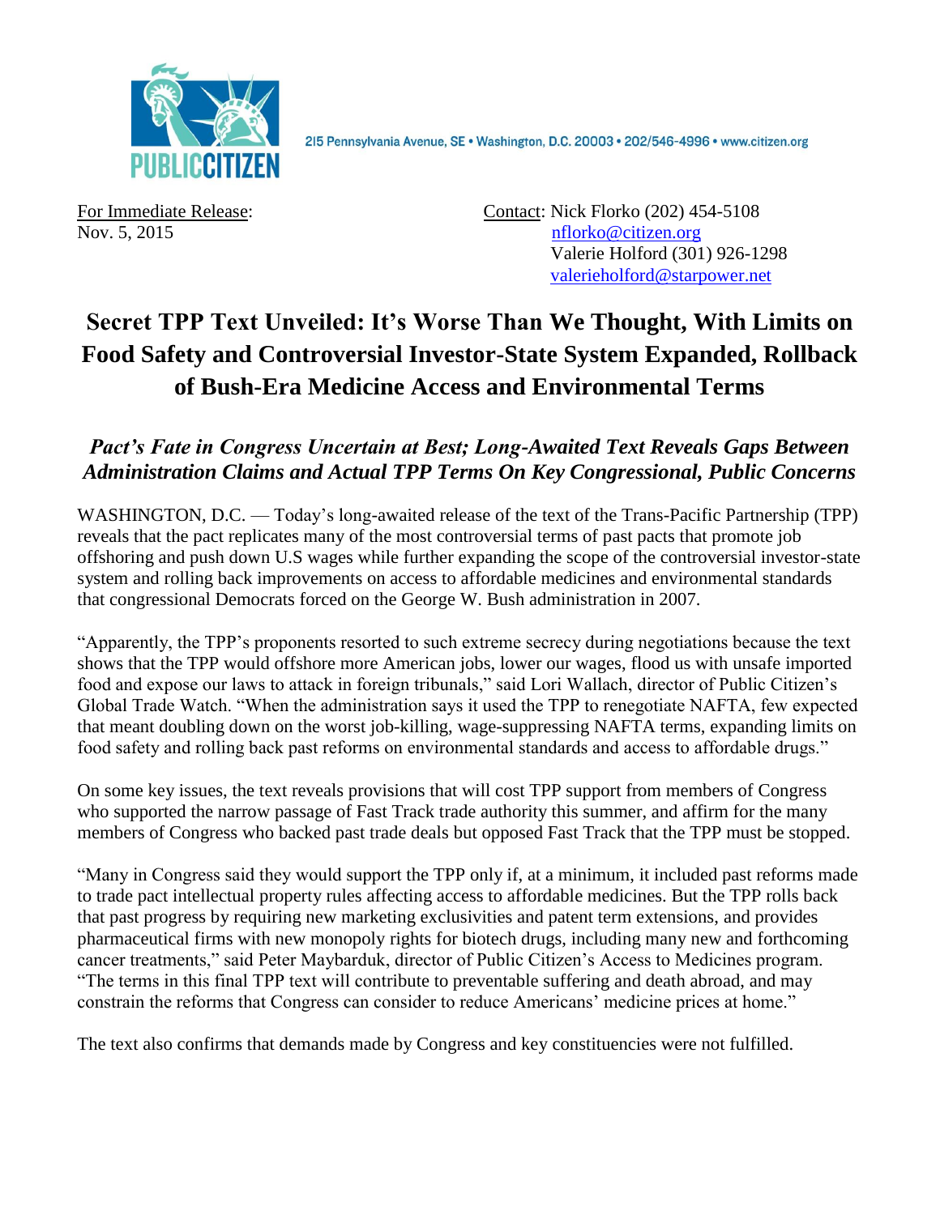PUBLIC CITIZEN

215 Pennsylvania Avenue, SE • Washington, D.C. 20003 • 202/546-4996 • www.citizen.org

For Immediate Release:
Nov. 5, 2015

Contact: Nick Florko (202) 454-5108
nflorko@citizen.org
Valerie Holford (301) 926-1298
valerieholford@starpower.net

# Secret TPP Text Unveiled: It's Worse Than We Thought, With Limits on Food Safety and Controversial Investor-State System Expanded, Rollback of Bush-Era Medicine Access and Environmental Terms

## *Pact's Fate in Congress Uncertain at Best; Long-Awaited Text Reveals Gaps Between Administration Claims and Actual TPP Terms On Key Congressional, Public Concerns*

WASHINGTON, D.C. — Today's long-awaited release of the text of the Trans-Pacific Partnership (TPP) reveals that the pact replicates many of the most controversial terms of past pacts that promote job offshoring and push down U.S wages while further expanding the scope of the controversial investor-state system and rolling back improvements on access to affordable medicines and environmental standards that congressional Democrats forced on the George W. Bush administration in 2007.

"Apparently, the TPP's proponents resorted to such extreme secrecy during negotiations because the text shows that the TPP would offshore more American jobs, lower our wages, flood us with unsafe imported food and expose our laws to attack in foreign tribunals," said Lori Wallach, director of Public Citizen's Global Trade Watch. "When the administration says it used the TPP to renegotiate NAFTA, few expected that meant doubling down on the worst job-killing, wage-suppressing NAFTA terms, expanding limits on food safety and rolling back past reforms on environmental standards and access to affordable drugs."

On some key issues, the text reveals provisions that will cost TPP support from members of Congress who supported the narrow passage of Fast Track trade authority this summer, and affirm for the many members of Congress who backed past trade deals but opposed Fast Track that the TPP must be stopped.

"Many in Congress said they would support the TPP only if, at a minimum, it included past reforms made to trade pact intellectual property rules affecting access to affordable medicines. But the TPP rolls back that past progress by requiring new marketing exclusivities and patent term extensions, and provides pharmaceutical firms with new monopoly rights for biotech drugs, including many new and forthcoming cancer treatments," said Peter Maybarduk, director of Public Citizen's Access to Medicines program. "The terms in this final TPP text will contribute to preventable suffering and death abroad, and may constrain the reforms that Congress can consider to reduce Americans' medicine prices at home."

The text also confirms that demands made by Congress and key constituencies were not fulfilled.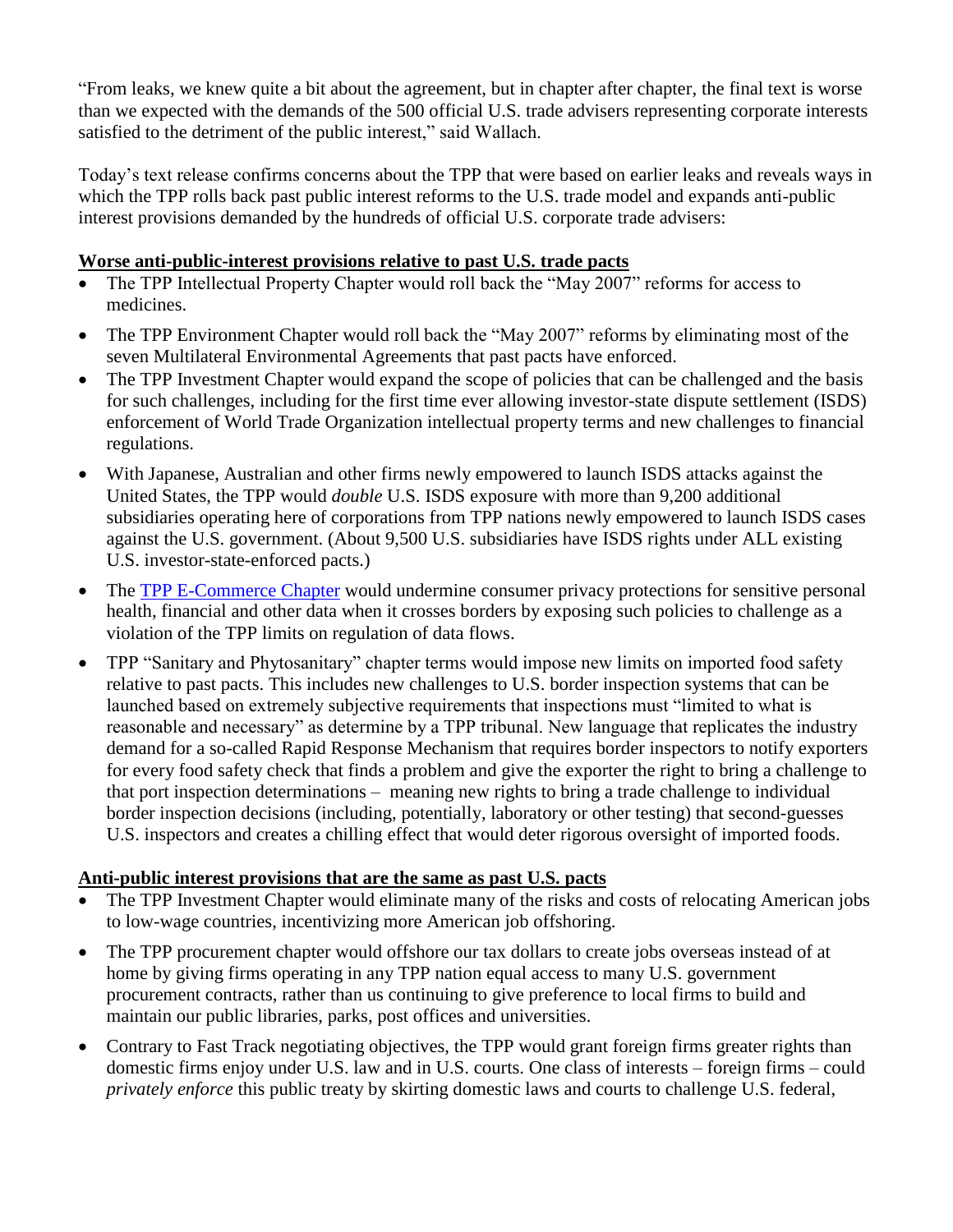"From leaks, we knew quite a bit about the agreement, but in chapter after chapter, the final text is worse than we expected with the demands of the 500 official U.S. trade advisers representing corporate interests satisfied to the detriment of the public interest," said Wallach.

Today's text release confirms concerns about the TPP that were based on earlier leaks and reveals ways in which the TPP rolls back past public interest reforms to the U.S. trade model and expands anti-public interest provisions demanded by the hundreds of official U.S. corporate trade advisers:

**Worse anti-public-interest provisions relative to past U.S. trade pacts**

- The TPP Intellectual Property Chapter would roll back the "May 2007" reforms for access to medicines.
- The TPP Environment Chapter would roll back the "May 2007" reforms by eliminating most of the seven Multilateral Environmental Agreements that past pacts have enforced.
- The TPP Investment Chapter would expand the scope of policies that can be challenged and the basis for such challenges, including for the first time ever allowing investor-state dispute settlement (ISDS) enforcement of World Trade Organization intellectual property terms and new challenges to financial regulations.
- With Japanese, Australian and other firms newly empowered to launch ISDS attacks against the United States, the TPP would *double* U.S. ISDS exposure with more than 9,200 additional subsidiaries operating here of corporations from TPP nations newly empowered to launch ISDS cases against the U.S. government. (About 9,500 U.S. subsidiaries have ISDS rights under ALL existing U.S. investor-state-enforced pacts.)
- The [TPP E-Commerce Chapter](#) would undermine consumer privacy protections for sensitive personal health, financial and other data when it crosses borders by exposing such policies to challenge as a violation of the TPP limits on regulation of data flows.
- TPP "Sanitary and Phytosanitary" chapter terms would impose new limits on imported food safety relative to past pacts. This includes new challenges to U.S. border inspection systems that can be launched based on extremely subjective requirements that inspections must "limited to what is reasonable and necessary" as determine by a TPP tribunal. New language that replicates the industry demand for a so-called Rapid Response Mechanism that requires border inspectors to notify exporters for every food safety check that finds a problem and give the exporter the right to bring a challenge to that port inspection determinations – meaning new rights to bring a trade challenge to individual border inspection decisions (including, potentially, laboratory or other testing) that second-guesses U.S. inspectors and creates a chilling effect that would deter rigorous oversight of imported foods.

**Anti-public interest provisions that are the same as past U.S. pacts**

- The TPP Investment Chapter would eliminate many of the risks and costs of relocating American jobs to low-wage countries, incentivizing more American job offshoring.
- The TPP procurement chapter would offshore our tax dollars to create jobs overseas instead of at home by giving firms operating in any TPP nation equal access to many U.S. government procurement contracts, rather than us continuing to give preference to local firms to build and maintain our public libraries, parks, post offices and universities.
- Contrary to Fast Track negotiating objectives, the TPP would grant foreign firms greater rights than domestic firms enjoy under U.S. law and in U.S. courts. One class of interests – foreign firms – could *privately enforce* this public treaty by skirting domestic laws and courts to challenge U.S. federal,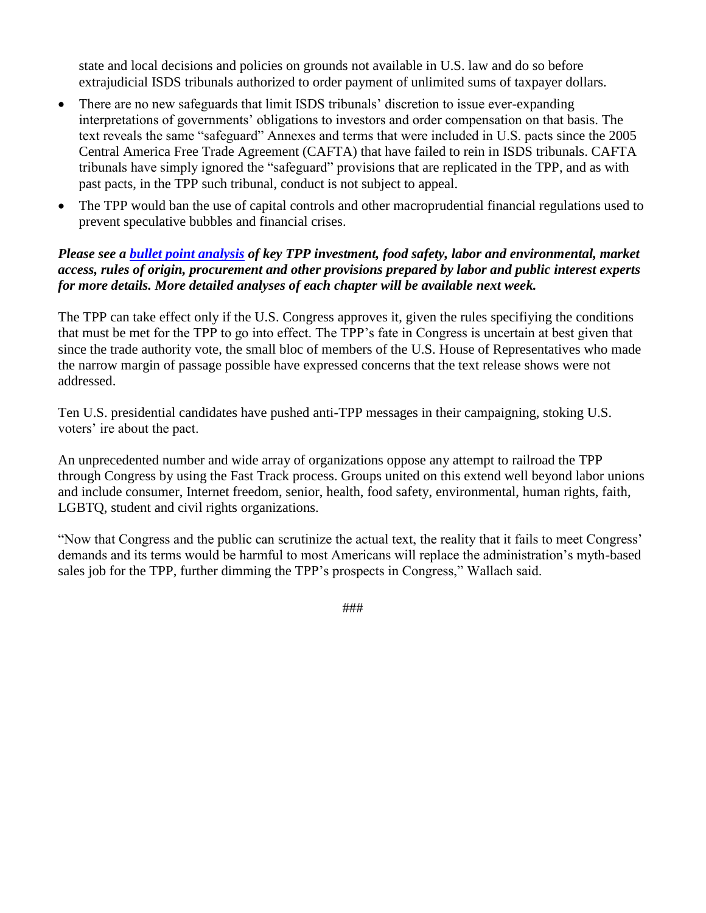state and local decisions and policies on grounds not available in U.S. law and do so before extrajudicial ISDS tribunals authorized to order payment of unlimited sums of taxpayer dollars.

- There are no new safeguards that limit ISDS tribunals' discretion to issue ever-expanding interpretations of governments' obligations to investors and order compensation on that basis. The text reveals the same "safeguard" Annexes and terms that were included in U.S. pacts since the 2005 Central America Free Trade Agreement (CAFTA) that have failed to rein in ISDS tribunals. CAFTA tribunals have simply ignored the "safeguard" provisions that are replicated in the TPP, and as with past pacts, in the TPP such tribunal, conduct is not subject to appeal.
- The TPP would ban the use of capital controls and other macroprudential financial regulations used to prevent speculative bubbles and financial crises.

***Please see a [bullet point analysis](#) of key TPP investment, food safety, labor and environmental, market access, rules of origin, procurement and other provisions prepared by labor and public interest experts for more details. More detailed analyses of each chapter will be available next week.***

The TPP can take effect only if the U.S. Congress approves it, given the rules specifiying the conditions that must be met for the TPP to go into effect. The TPP's fate in Congress is uncertain at best given that since the trade authority vote, the small bloc of members of the U.S. House of Representatives who made the narrow margin of passage possible have expressed concerns that the text release shows were not addressed.

Ten U.S. presidential candidates have pushed anti-TPP messages in their campaigning, stoking U.S. voters' ire about the pact.

An unprecedented number and wide array of organizations oppose any attempt to railroad the TPP through Congress by using the Fast Track process. Groups united on this extend well beyond labor unions and include consumer, Internet freedom, senior, health, food safety, environmental, human rights, faith, LGBTQ, student and civil rights organizations.

"Now that Congress and the public can scrutinize the actual text, the reality that it fails to meet Congress' demands and its terms would be harmful to most Americans will replace the administration's myth-based sales job for the TPP, further dimming the TPP's prospects in Congress," Wallach said.

###